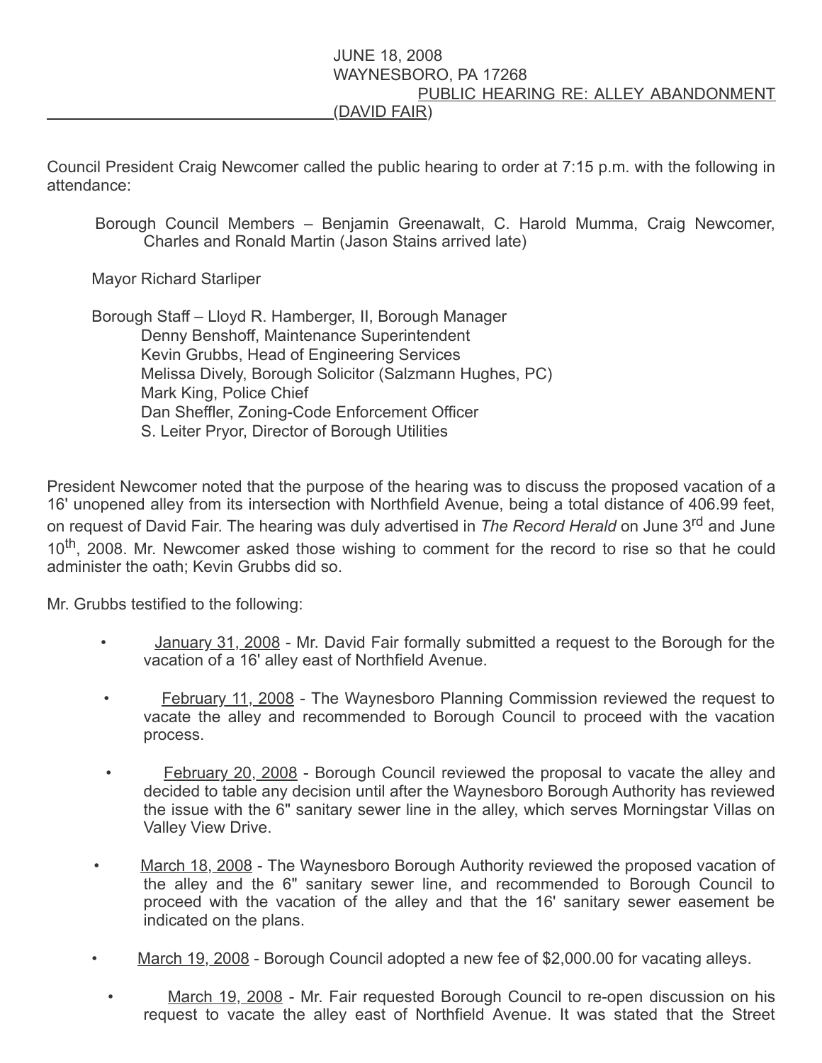JUNE 18, 2008
WAYNESBORO, PA 17268
PUBLIC HEARING RE: ALLEY ABANDONMENT
(DAVID FAIR)

Council President Craig Newcomer called the public hearing to order at 7:15 p.m. with the following in attendance:

Borough Council Members – Benjamin Greenawalt, C. Harold Mumma, Craig Newcomer, Charles and Ronald Martin (Jason Stains arrived late)

Mayor Richard Starliper

Borough Staff – Lloyd R. Hamberger, II, Borough Manager
Denny Benshoff, Maintenance Superintendent
Kevin Grubbs, Head of Engineering Services
Melissa Dively, Borough Solicitor (Salzmann Hughes, PC)
Mark King, Police Chief
Dan Sheffler, Zoning-Code Enforcement Officer
S. Leiter Pryor, Director of Borough Utilities

President Newcomer noted that the purpose of the hearing was to discuss the proposed vacation of a 16' unopened alley from its intersection with Northfield Avenue, being a total distance of 406.99 feet, on request of David Fair. The hearing was duly advertised in *The Record Herald* on June 3rd and June 10th, 2008. Mr. Newcomer asked those wishing to comment for the record to rise so that he could administer the oath; Kevin Grubbs did so.

Mr. Grubbs testified to the following:

- January 31, 2008 - Mr. David Fair formally submitted a request to the Borough for the vacation of a 16' alley east of Northfield Avenue.
- February 11, 2008 - The Waynesboro Planning Commission reviewed the request to vacate the alley and recommended to Borough Council to proceed with the vacation process.
- February 20, 2008 - Borough Council reviewed the proposal to vacate the alley and decided to table any decision until after the Waynesboro Borough Authority has reviewed the issue with the 6" sanitary sewer line in the alley, which serves Morningstar Villas on Valley View Drive.
- March 18, 2008 - The Waynesboro Borough Authority reviewed the proposed vacation of the alley and the 6" sanitary sewer line, and recommended to Borough Council to proceed with the vacation of the alley and that the 16' sanitary sewer easement be indicated on the plans.
- March 19, 2008 - Borough Council adopted a new fee of $2,000.00 for vacating alleys.
- March 19, 2008 - Mr. Fair requested Borough Council to re-open discussion on his request to vacate the alley east of Northfield Avenue. It was stated that the Street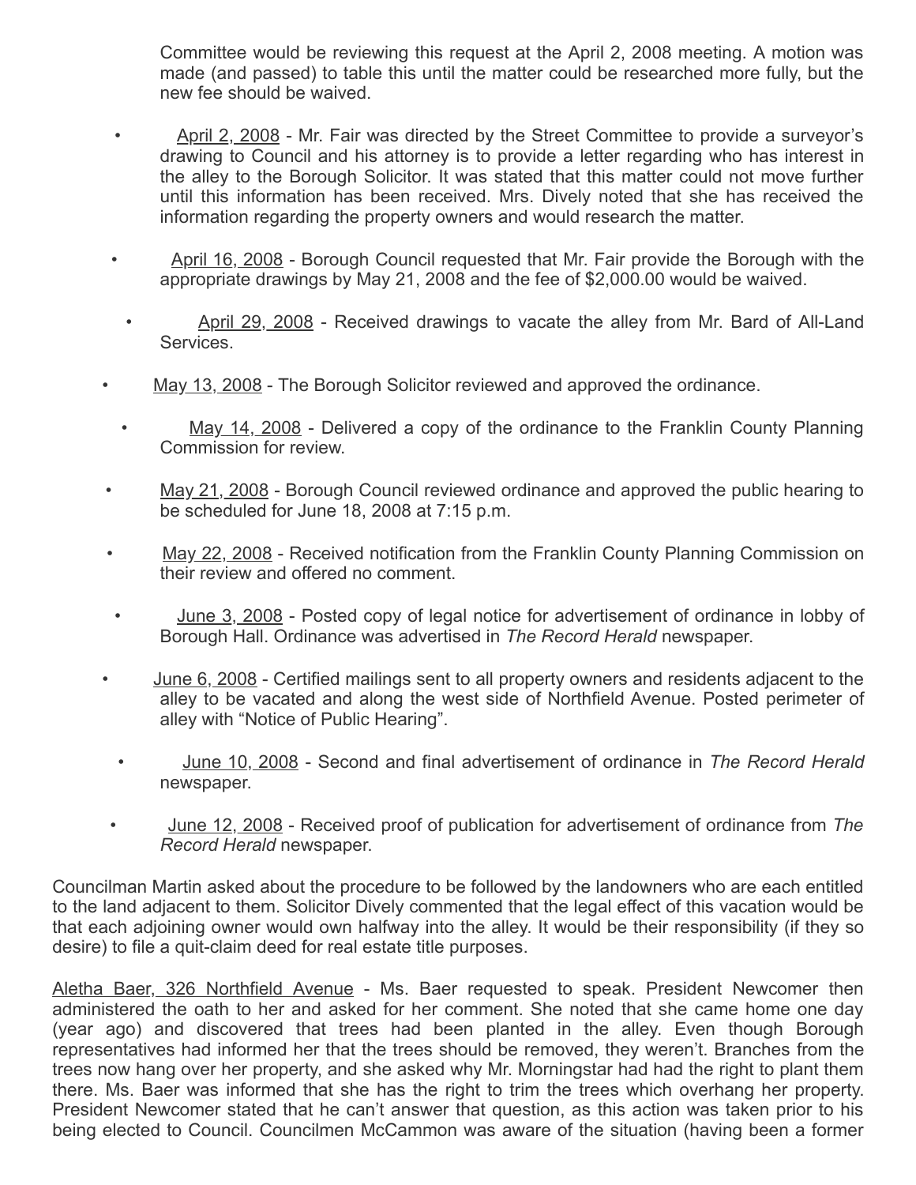Committee would be reviewing this request at the April 2, 2008 meeting. A motion was made (and passed) to table this until the matter could be researched more fully, but the new fee should be waived.

- April 2, 2008 - Mr. Fair was directed by the Street Committee to provide a surveyor's drawing to Council and his attorney is to provide a letter regarding who has interest in the alley to the Borough Solicitor. It was stated that this matter could not move further until this information has been received. Mrs. Dively noted that she has received the information regarding the property owners and would research the matter.

- April 16, 2008 - Borough Council requested that Mr. Fair provide the Borough with the appropriate drawings by May 21, 2008 and the fee of $2,000.00 would be waived.

- April 29, 2008 - Received drawings to vacate the alley from Mr. Bard of All-Land Services.

- May 13, 2008 - The Borough Solicitor reviewed and approved the ordinance.

- May 14, 2008 - Delivered a copy of the ordinance to the Franklin County Planning Commission for review.

- May 21, 2008 - Borough Council reviewed ordinance and approved the public hearing to be scheduled for June 18, 2008 at 7:15 p.m.

- May 22, 2008 - Received notification from the Franklin County Planning Commission on their review and offered no comment.

- June 3, 2008 - Posted copy of legal notice for advertisement of ordinance in lobby of Borough Hall. Ordinance was advertised in *The Record Herald* newspaper.

- June 6, 2008 - Certified mailings sent to all property owners and residents adjacent to the alley to be vacated and along the west side of Northfield Avenue. Posted perimeter of alley with "Notice of Public Hearing".

- June 10, 2008 - Second and final advertisement of ordinance in *The Record Herald* newspaper.

- June 12, 2008 - Received proof of publication for advertisement of ordinance from *The Record Herald* newspaper.

Councilman Martin asked about the procedure to be followed by the landowners who are each entitled to the land adjacent to them. Solicitor Dively commented that the legal effect of this vacation would be that each adjoining owner would own halfway into the alley. It would be their responsibility (if they so desire) to file a quit-claim deed for real estate title purposes.

Aletha Baer, 326 Northfield Avenue - Ms. Baer requested to speak. President Newcomer then administered the oath to her and asked for her comment. She noted that she came home one day (year ago) and discovered that trees had been planted in the alley. Even though Borough representatives had informed her that the trees should be removed, they weren't. Branches from the trees now hang over her property, and she asked why Mr. Morningstar had had the right to plant them there. Ms. Baer was informed that she has the right to trim the trees which overhang her property. President Newcomer stated that he can't answer that question, as this action was taken prior to his being elected to Council. Councilmen McCammon was aware of the situation (having been a former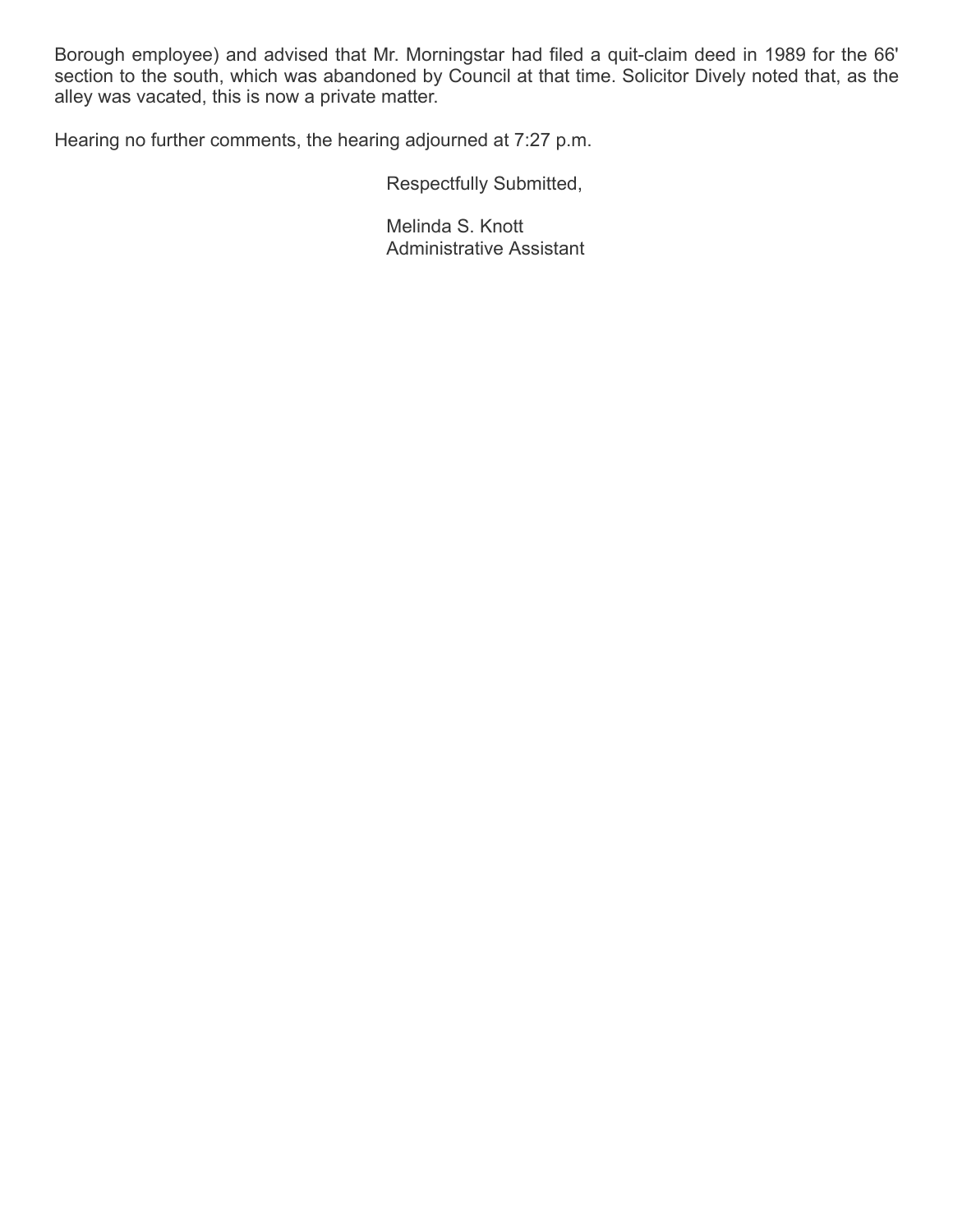Borough employee) and advised that Mr. Morningstar had filed a quit-claim deed in 1989 for the 66' section to the south, which was abandoned by Council at that time. Solicitor Dively noted that, as the alley was vacated, this is now a private matter.

Hearing no further comments, the hearing adjourned at 7:27 p.m.

Respectfully Submitted,

Melinda S. Knott
Administrative Assistant